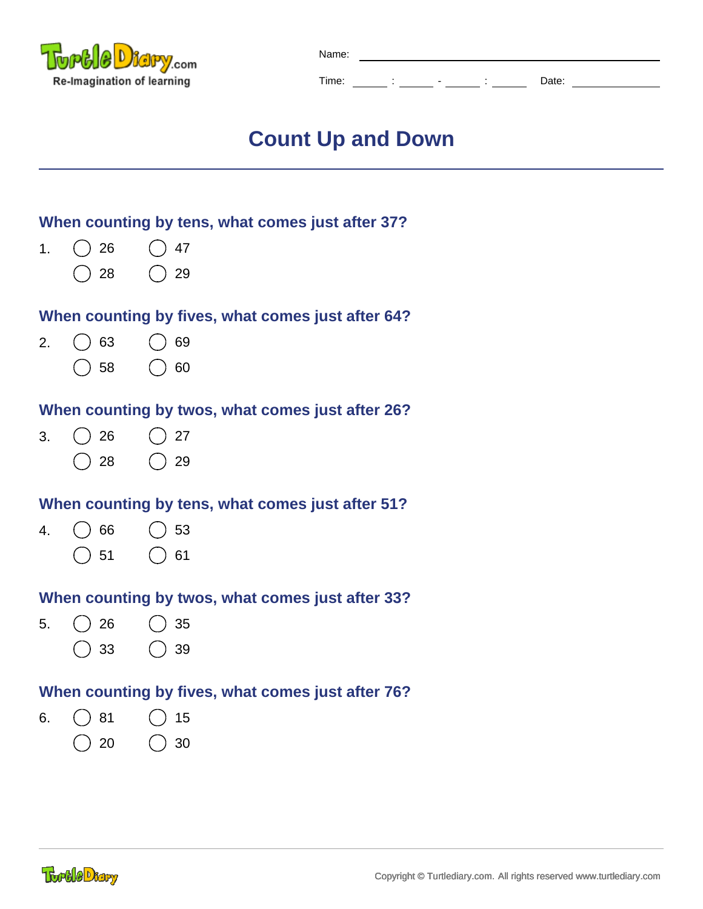Name: ______________________

Time: ____ : ____ - ____ : ____ Date: __________

# Count Up and Down

**When counting by tens, what comes just after 37?**

1. ◯ 26 ◯ 47
   ◯ 28 ◯ 29

**When counting by fives, what comes just after 64?**

2. ◯ 63 ◯ 69
   ◯ 58 ◯ 60

**When counting by twos, what comes just after 26?**

3. ◯ 26 ◯ 27
   ◯ 28 ◯ 29

**When counting by tens, what comes just after 51?**

4. ◯ 66 ◯ 53
   ◯ 51 ◯ 61

**When counting by twos, what comes just after 33?**

5. ◯ 26 ◯ 35
   ◯ 33 ◯ 39

**When counting by fives, what comes just after 76?**

6. ◯ 81 ◯ 15
   ◯ 20 ◯ 30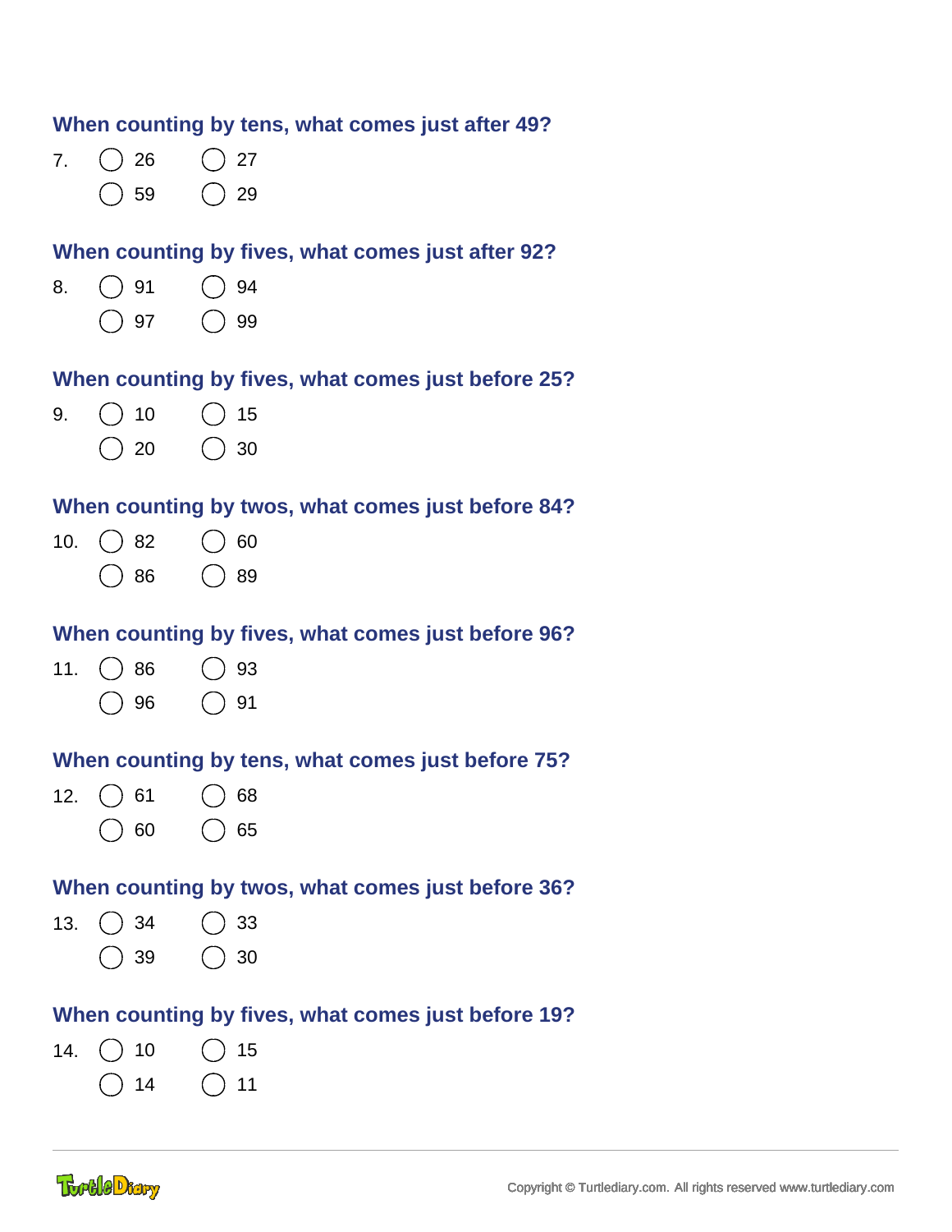**When counting by tens, what comes just after 49?**

7. ◯ 26 ◯ 27
   ◯ 59 ◯ 29

**When counting by fives, what comes just after 92?**

8. ◯ 91 ◯ 94
   ◯ 97 ◯ 99

**When counting by fives, what comes just before 25?**

9. ◯ 10 ◯ 15
   ◯ 20 ◯ 30

**When counting by twos, what comes just before 84?**

10. ◯ 82 ◯ 60
    ◯ 86 ◯ 89

**When counting by fives, what comes just before 96?**

11. ◯ 86 ◯ 93
    ◯ 96 ◯ 91

**When counting by tens, what comes just before 75?**

12. ◯ 61 ◯ 68
    ◯ 60 ◯ 65

**When counting by twos, what comes just before 36?**

13. ◯ 34 ◯ 33
    ◯ 39 ◯ 30

**When counting by fives, what comes just before 19?**

14. ◯ 10 ◯ 15
    ◯ 14 ◯ 11

TurtleDiary

Copyright © Turtlediary.com. All rights reserved www.turtlediary.com